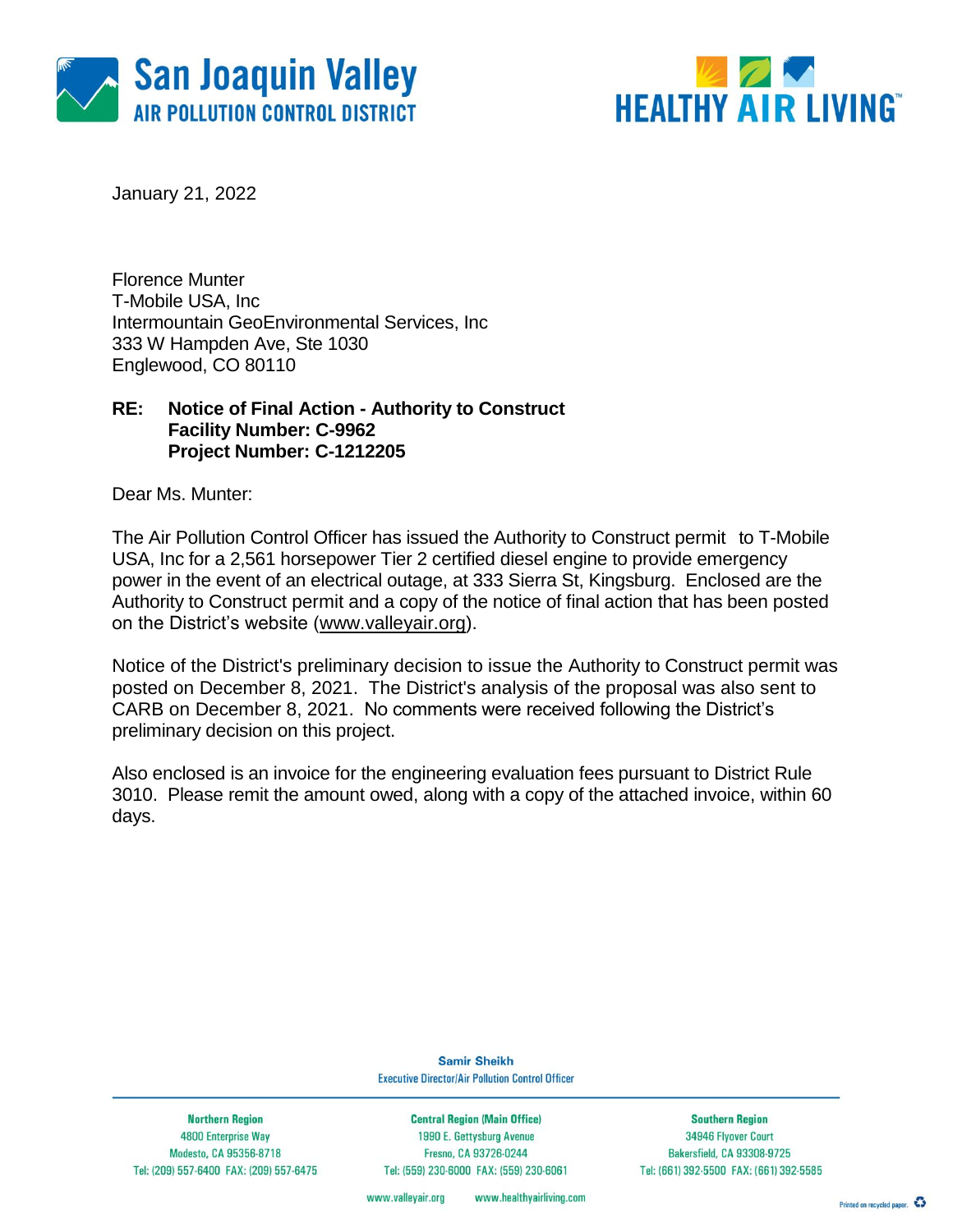San Joaquin Valley
AIR POLLUTION CONTROL DISTRICT

HEALTHY AIR LIVING™

January 21, 2022

Florence Munter
T-Mobile USA, Inc
Intermountain GeoEnvironmental Services, Inc
333 W Hampden Ave, Ste 1030
Englewood, CO 80110

**RE: Notice of Final Action - Authority to Construct**
**Facility Number: C-9962**
**Project Number: C-1212205**

Dear Ms. Munter:

The Air Pollution Control Officer has issued the Authority to Construct permit to T-Mobile USA, Inc for a 2,561 horsepower Tier 2 certified diesel engine to provide emergency power in the event of an electrical outage, at 333 Sierra St, Kingsburg. Enclosed are the Authority to Construct permit and a copy of the notice of final action that has been posted on the District's website (www.valleyair.org).

Notice of the District's preliminary decision to issue the Authority to Construct permit was posted on December 8, 2021. The District's analysis of the proposal was also sent to CARB on December 8, 2021. No comments were received following the District's preliminary decision on this project.

Also enclosed is an invoice for the engineering evaluation fees pursuant to District Rule 3010. Please remit the amount owed, along with a copy of the attached invoice, within 60 days.

**Samir Sheikh**
Executive Director/Air Pollution Control Officer

| Northern Region | Central Region (Main Office) | Southern Region |
|---|---|---|
| 4800 Enterprise Way | 1990 E. Gettysburg Avenue | 34946 Flyover Court |
| Modesto, CA 95356-8718 | Fresno, CA 93726-0244 | Bakersfield, CA 93308-9725 |
| Tel: (209) 557-6400 FAX: (209) 557-6475 | Tel: (559) 230-6000 FAX: (559) 230-6061 | Tel: (661) 392-5500 FAX: (661) 392-5585 |

www.valleyair.org www.healthyairliving.com

Printed on recycled paper.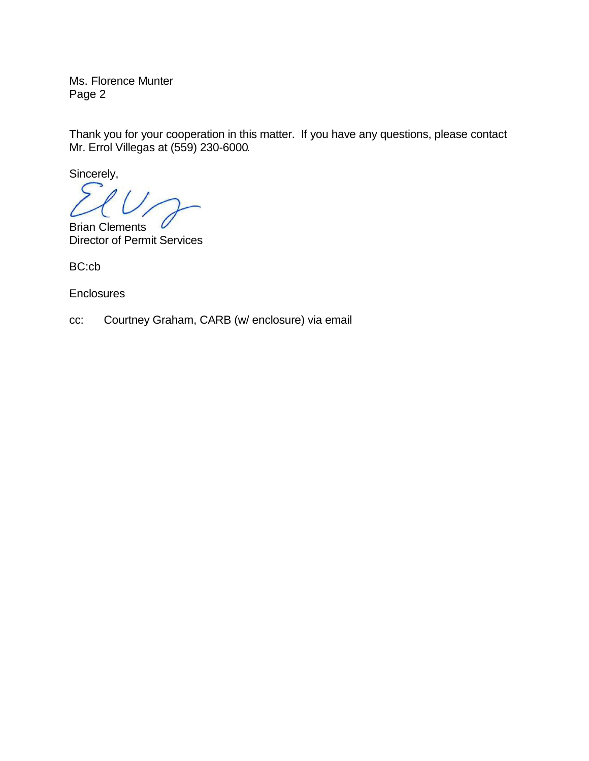Ms. Florence Munter
Page 2

Thank you for your cooperation in this matter. If you have any questions, please contact Mr. Errol Villegas at (559) 230-6000.

Sincerely,

Brian Clements
Director of Permit Services

BC:cb

Enclosures

cc: Courtney Graham, CARB (w/ enclosure) via email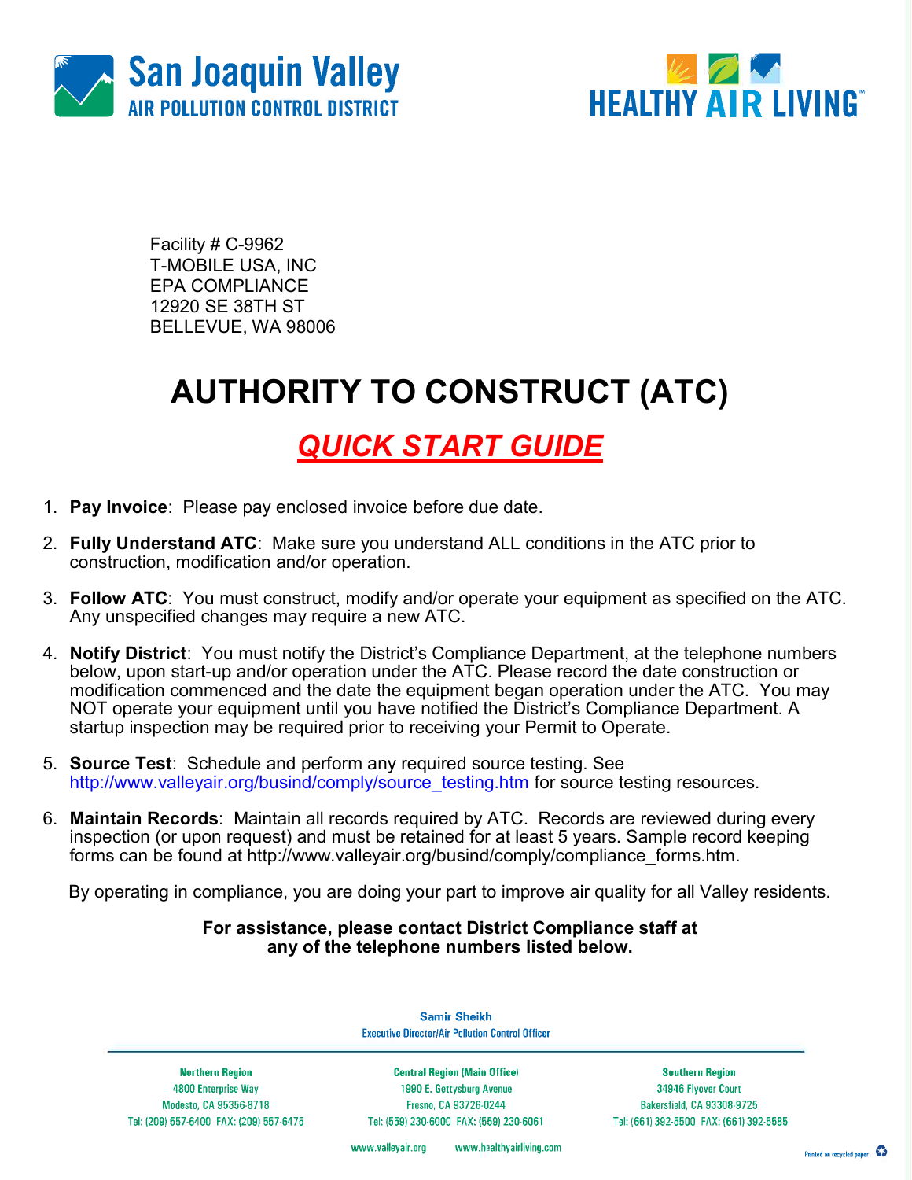San Joaquin Valley
AIR POLLUTION CONTROL DISTRICT

HEALTHY AIR LIVING™

Facility # C-9962
T-MOBILE USA, INC
EPA COMPLIANCE
12920 SE 38TH ST
BELLEVUE, WA 98006

# AUTHORITY TO CONSTRUCT (ATC)

## ***QUICK START GUIDE***

1. **Pay Invoice**: Please pay enclosed invoice before due date.

2. **Fully Understand ATC**: Make sure you understand ALL conditions in the ATC prior to construction, modification and/or operation.

3. **Follow ATC**: You must construct, modify and/or operate your equipment as specified on the ATC. Any unspecified changes may require a new ATC.

4. **Notify District**: You must notify the District's Compliance Department, at the telephone numbers below, upon start-up and/or operation under the ATC. Please record the date construction or modification commenced and the date the equipment began operation under the ATC. You may NOT operate your equipment until you have notified the District's Compliance Department. A startup inspection may be required prior to receiving your Permit to Operate.

5. **Source Test**: Schedule and perform any required source testing. See http://www.valleyair.org/busind/comply/source_testing.htm for source testing resources.

6. **Maintain Records**: Maintain all records required by ATC. Records are reviewed during every inspection (or upon request) and must be retained for at least 5 years. Sample record keeping forms can be found at http://www.valleyair.org/busind/comply/compliance_forms.htm.

By operating in compliance, you are doing your part to improve air quality for all Valley residents.

**For assistance, please contact District Compliance staff at any of the telephone numbers listed below.**

Samir Sheikh
Executive Director/Air Pollution Control Officer

| Northern Region | Central Region (Main Office) | Southern Region |
|---|---|---|
| 4800 Enterprise Way | 1990 E. Gettysburg Avenue | 34946 Flyover Court |
| Modesto, CA 95356-8718 | Fresno, CA 93726-0244 | Bakersfield, CA 93308-9725 |
| Tel: (209) 557-6400 FAX: (209) 557-6475 | Tel: (559) 230-6000 FAX: (559) 230-6061 | Tel: (661) 392-5500 FAX: (661) 392-5585 |

www.valleyair.org www.healthyairliving.com

Printed on recycled paper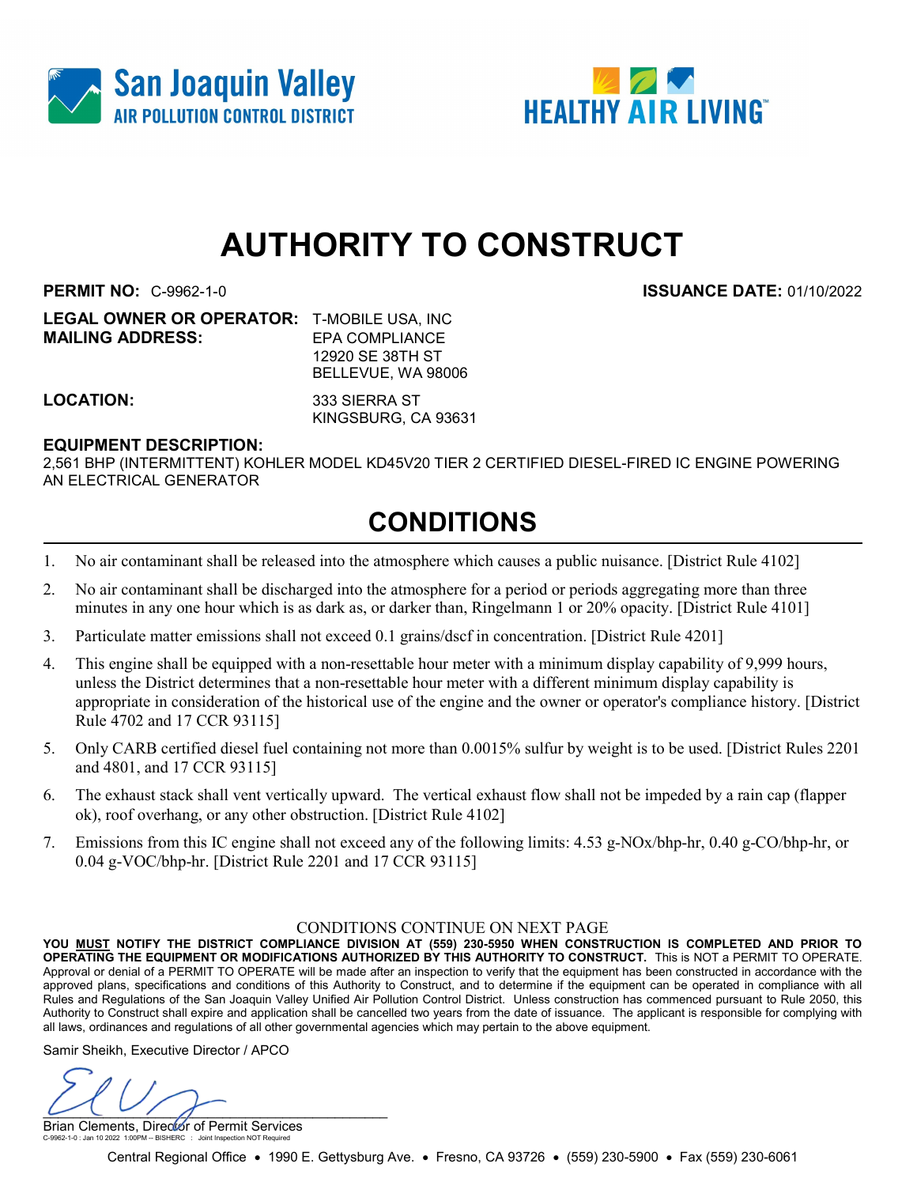San Joaquin Valley
AIR POLLUTION CONTROL DISTRICT

HEALTHY AIR LIVING™

# AUTHORITY TO CONSTRUCT

**PERMIT NO:** C-9962-1-0 **ISSUANCE DATE:** 01/10/2022

**LEGAL OWNER OR OPERATOR:** T-MOBILE USA, INC
**MAILING ADDRESS:** EPA COMPLIANCE
12920 SE 38TH ST
BELLEVUE, WA 98006

**LOCATION:** 333 SIERRA ST
KINGSBURG, CA 93631

**EQUIPMENT DESCRIPTION:**
2,561 BHP (INTERMITTENT) KOHLER MODEL KD45V20 TIER 2 CERTIFIED DIESEL-FIRED IC ENGINE POWERING AN ELECTRICAL GENERATOR

## CONDITIONS

1. No air contaminant shall be released into the atmosphere which causes a public nuisance. [District Rule 4102]
2. No air contaminant shall be discharged into the atmosphere for a period or periods aggregating more than three minutes in any one hour which is as dark as, or darker than, Ringelmann 1 or 20% opacity. [District Rule 4101]
3. Particulate matter emissions shall not exceed 0.1 grains/dscf in concentration. [District Rule 4201]
4. This engine shall be equipped with a non-resettable hour meter with a minimum display capability of 9,999 hours, unless the District determines that a non-resettable hour meter with a different minimum display capability is appropriate in consideration of the historical use of the engine and the owner or operator's compliance history. [District Rule 4702 and 17 CCR 93115]
5. Only CARB certified diesel fuel containing not more than 0.0015% sulfur by weight is to be used. [District Rules 2201 and 4801, and 17 CCR 93115]
6. The exhaust stack shall vent vertically upward. The vertical exhaust flow shall not be impeded by a rain cap (flapper ok), roof overhang, or any other obstruction. [District Rule 4102]
7. Emissions from this IC engine shall not exceed any of the following limits: 4.53 g-NOx/bhp-hr, 0.40 g-CO/bhp-hr, or 0.04 g-VOC/bhp-hr. [District Rule 2201 and 17 CCR 93115]

CONDITIONS CONTINUE ON NEXT PAGE

**YOU MUST NOTIFY THE DISTRICT COMPLIANCE DIVISION AT (559) 230-5950 WHEN CONSTRUCTION IS COMPLETED AND PRIOR TO OPERATING THE EQUIPMENT OR MODIFICATIONS AUTHORIZED BY THIS AUTHORITY TO CONSTRUCT.** This is NOT a PERMIT TO OPERATE. Approval or denial of a PERMIT TO OPERATE will be made after an inspection to verify that the equipment has been constructed in accordance with the approved plans, specifications and conditions of this Authority to Construct, and to determine if the equipment can be operated in compliance with all Rules and Regulations of the San Joaquin Valley Unified Air Pollution Control District. Unless construction has commenced pursuant to Rule 2050, this Authority to Construct shall expire and application shall be cancelled two years from the date of issuance. The applicant is responsible for complying with all laws, ordinances and regulations of all other governmental agencies which may pertain to the above equipment.

Samir Sheikh, Executive Director / APCO

Brian Clements, Director of Permit Services

C-9962-1-0 : Jan 10 2022 1:00PM -- BISHERC : Joint Inspection NOT Required

Central Regional Office • 1990 E. Gettysburg Ave. • Fresno, CA 93726 • (559) 230-5900 • Fax (559) 230-6061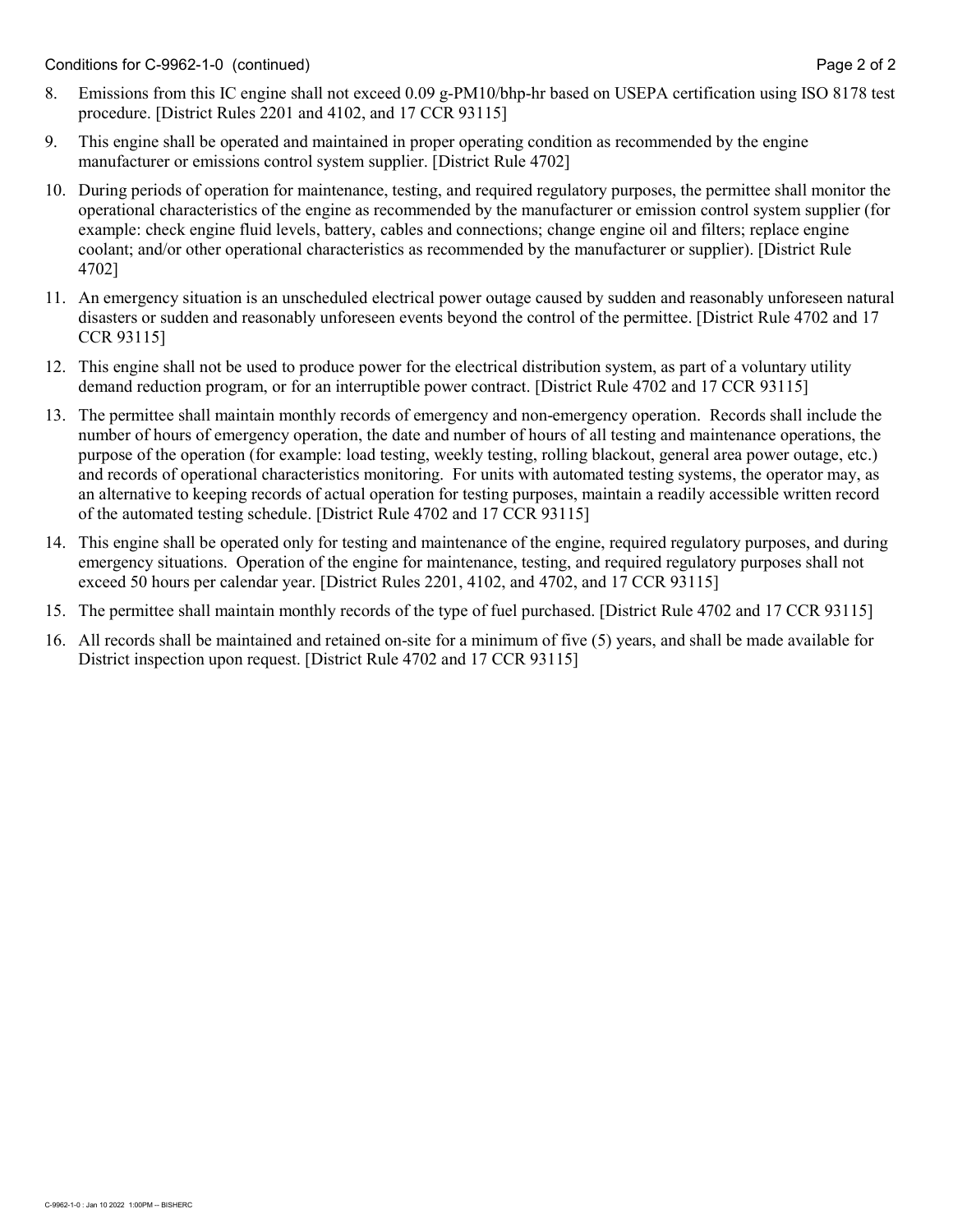8. Emissions from this IC engine shall not exceed 0.09 g-PM10/bhp-hr based on USEPA certification using ISO 8178 test procedure. [District Rules 2201 and 4102, and 17 CCR 93115]

9. This engine shall be operated and maintained in proper operating condition as recommended by the engine manufacturer or emissions control system supplier. [District Rule 4702]

10. During periods of operation for maintenance, testing, and required regulatory purposes, the permittee shall monitor the operational characteristics of the engine as recommended by the manufacturer or emission control system supplier (for example: check engine fluid levels, battery, cables and connections; change engine oil and filters; replace engine coolant; and/or other operational characteristics as recommended by the manufacturer or supplier). [District Rule 4702]

11. An emergency situation is an unscheduled electrical power outage caused by sudden and reasonably unforeseen natural disasters or sudden and reasonably unforeseen events beyond the control of the permittee. [District Rule 4702 and 17 CCR 93115]

12. This engine shall not be used to produce power for the electrical distribution system, as part of a voluntary utility demand reduction program, or for an interruptible power contract. [District Rule 4702 and 17 CCR 93115]

13. The permittee shall maintain monthly records of emergency and non-emergency operation. Records shall include the number of hours of emergency operation, the date and number of hours of all testing and maintenance operations, the purpose of the operation (for example: load testing, weekly testing, rolling blackout, general area power outage, etc.) and records of operational characteristics monitoring. For units with automated testing systems, the operator may, as an alternative to keeping records of actual operation for testing purposes, maintain a readily accessible written record of the automated testing schedule. [District Rule 4702 and 17 CCR 93115]

14. This engine shall be operated only for testing and maintenance of the engine, required regulatory purposes, and during emergency situations. Operation of the engine for maintenance, testing, and required regulatory purposes shall not exceed 50 hours per calendar year. [District Rules 2201, 4102, and 4702, and 17 CCR 93115]

15. The permittee shall maintain monthly records of the type of fuel purchased. [District Rule 4702 and 17 CCR 93115]

16. All records shall be maintained and retained on-site for a minimum of five (5) years, and shall be made available for District inspection upon request. [District Rule 4702 and 17 CCR 93115]